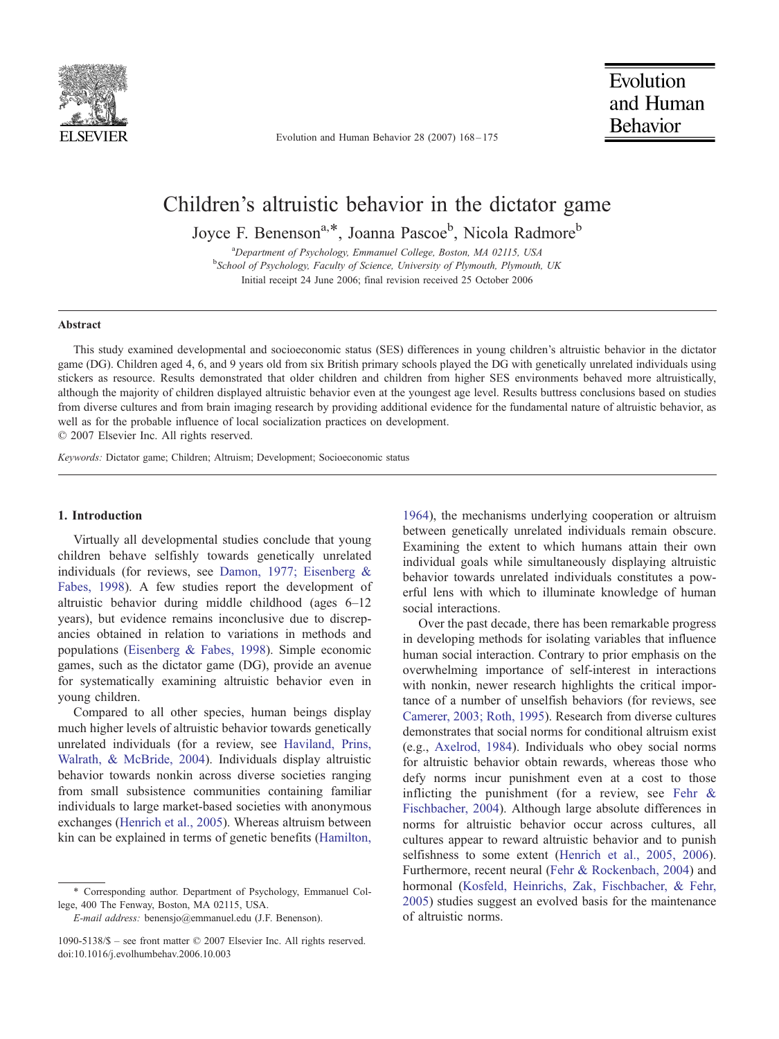# Children's altruistic behavior in the dictator game

Joyce F. Benenson[a,*], Joanna Pascoe[b], Nicola Radmore[b]

[a]*Department of Psychology, Emmanuel College, Boston, MA 02115, USA*

[b]*School of Psychology, Faculty of Science, University of Plymouth, Plymouth, UK*

Initial receipt 24 June 2006; final revision received 25 October 2006

## Abstract

This study examined developmental and socioeconomic status (SES) differences in young children's altruistic behavior in the dictator game (DG). Children aged 4, 6, and 9 years old from six British primary schools played the DG with genetically unrelated individuals using stickers as resource. Results demonstrated that older children and children from higher SES environments behaved more altruistically, although the majority of children displayed altruistic behavior even at the youngest age level. Results buttress conclusions based on studies from diverse cultures and from brain imaging research by providing additional evidence for the fundamental nature of altruistic behavior, as well as for the probable influence of local socialization practices on development.

© 2007 Elsevier Inc. All rights reserved.

*Keywords:* Dictator game; Children; Altruism; Development; Socioeconomic status

## 1. Introduction

Virtually all developmental studies conclude that young children behave selfishly towards genetically unrelated individuals (for reviews, see Damon, 1977; Eisenberg & Fabes, 1998). A few studies report the development of altruistic behavior during middle childhood (ages 6–12 years), but evidence remains inconclusive due to discrepancies obtained in relation to variations in methods and populations (Eisenberg & Fabes, 1998). Simple economic games, such as the dictator game (DG), provide an avenue for systematically examining altruistic behavior even in young children.

Compared to all other species, human beings display much higher levels of altruistic behavior towards genetically unrelated individuals (for a review, see Haviland, Prins, Walrath, & McBride, 2004). Individuals display altruistic behavior towards nonkin across diverse societies ranging from small subsistence communities containing familiar individuals to large market-based societies with anonymous exchanges (Henrich et al., 2005). Whereas altruism between kin can be explained in terms of genetic benefits (Hamilton, 1964), the mechanisms underlying cooperation or altruism between genetically unrelated individuals remain obscure. Examining the extent to which humans attain their own individual goals while simultaneously displaying altruistic behavior towards unrelated individuals constitutes a powerful lens with which to illuminate knowledge of human social interactions.

Over the past decade, there has been remarkable progress in developing methods for isolating variables that influence human social interaction. Contrary to prior emphasis on the overwhelming importance of self-interest in interactions with nonkin, newer research highlights the critical importance of a number of unselfish behaviors (for reviews, see Camerer, 2003; Roth, 1995). Research from diverse cultures demonstrates that social norms for conditional altruism exist (e.g., Axelrod, 1984). Individuals who obey social norms for altruistic behavior obtain rewards, whereas those who defy norms incur punishment even at a cost to those inflicting the punishment (for a review, see Fehr & Fischbacher, 2004). Although large absolute differences in norms for altruistic behavior occur across cultures, all cultures appear to reward altruistic behavior and to punish selfishness to some extent (Henrich et al., 2005, 2006). Furthermore, recent neural (Fehr & Rockenbach, 2004) and hormonal (Kosfeld, Heinrichs, Zak, Fischbacher, & Fehr, 2005) studies suggest an evolved basis for the maintenance of altruistic norms.

\* Corresponding author. Department of Psychology, Emmanuel College, 400 The Fenway, Boston, MA 02115, USA.

*E-mail address:* benensjo@emmanuel.edu (J.F. Benenson).

1090-5138/$ – see front matter © 2007 Elsevier Inc. All rights reserved.
doi:10.1016/j.evolhumbehav.2006.10.003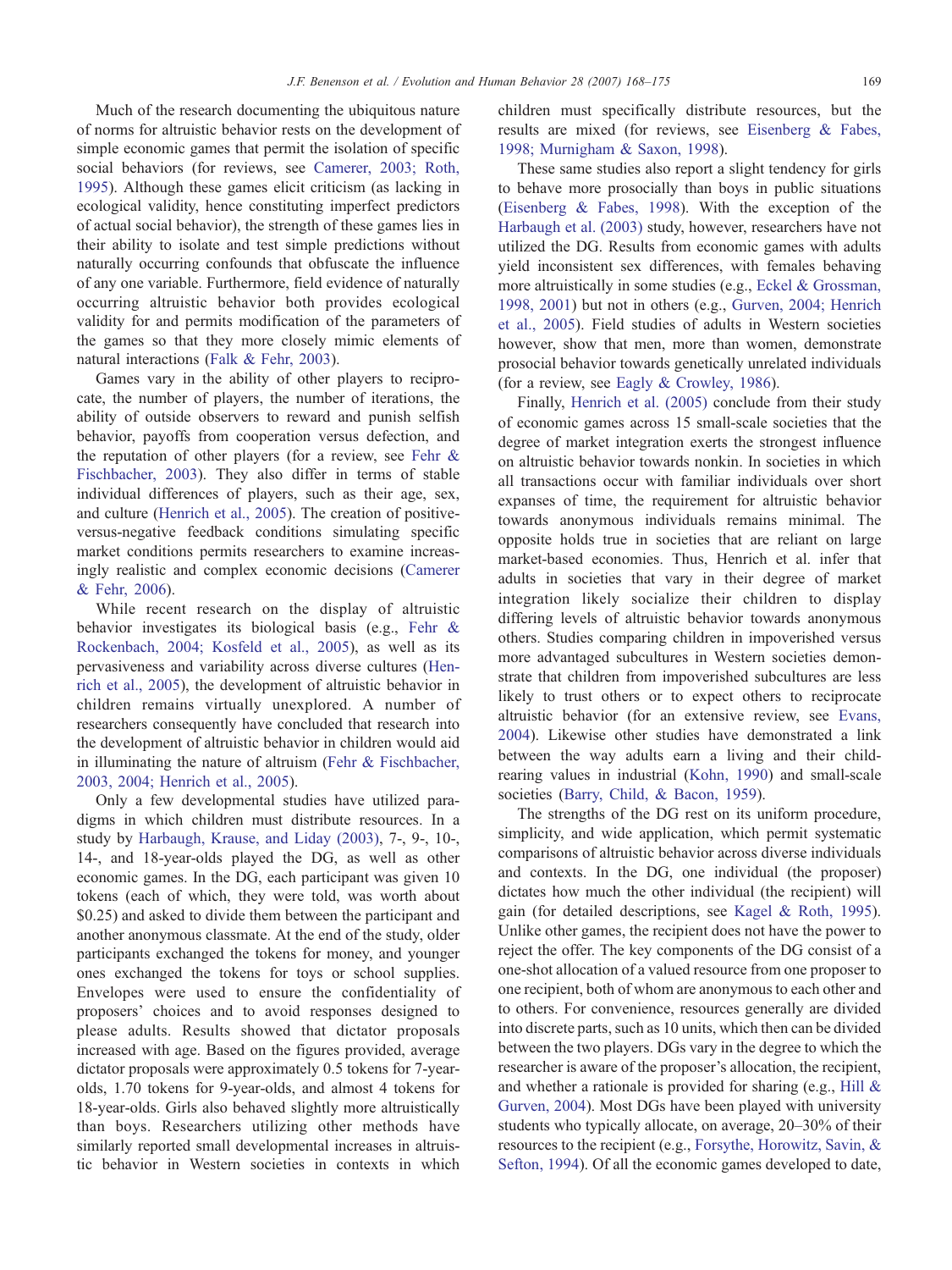Much of the research documenting the ubiquitous nature of norms for altruistic behavior rests on the development of simple economic games that permit the isolation of specific social behaviors (for reviews, see Camerer, 2003; Roth, 1995). Although these games elicit criticism (as lacking in ecological validity, hence constituting imperfect predictors of actual social behavior), the strength of these games lies in their ability to isolate and test simple predictions without naturally occurring confounds that obfuscate the influence of any one variable. Furthermore, field evidence of naturally occurring altruistic behavior both provides ecological validity for and permits modification of the parameters of the games so that they more closely mimic elements of natural interactions (Falk & Fehr, 2003).

Games vary in the ability of other players to reciprocate, the number of players, the number of iterations, the ability of outside observers to reward and punish selfish behavior, payoffs from cooperation versus defection, and the reputation of other players (for a review, see Fehr & Fischbacher, 2003). They also differ in terms of stable individual differences of players, such as their age, sex, and culture (Henrich et al., 2005). The creation of positive-versus-negative feedback conditions simulating specific market conditions permits researchers to examine increasingly realistic and complex economic decisions (Camerer & Fehr, 2006).

While recent research on the display of altruistic behavior investigates its biological basis (e.g., Fehr & Rockenbach, 2004; Kosfeld et al., 2005), as well as its pervasiveness and variability across diverse cultures (Henrich et al., 2005), the development of altruistic behavior in children remains virtually unexplored. A number of researchers consequently have concluded that research into the development of altruistic behavior in children would aid in illuminating the nature of altruism (Fehr & Fischbacher, 2003, 2004; Henrich et al., 2005).

Only a few developmental studies have utilized paradigms in which children must distribute resources. In a study by Harbaugh, Krause, and Liday (2003), 7-, 9-, 10-, 14-, and 18-year-olds played the DG, as well as other economic games. In the DG, each participant was given 10 tokens (each of which, they were told, was worth about \$0.25) and asked to divide them between the participant and another anonymous classmate. At the end of the study, older participants exchanged the tokens for money, and younger ones exchanged the tokens for toys or school supplies. Envelopes were used to ensure the confidentiality of proposers' choices and to avoid responses designed to please adults. Results showed that dictator proposals increased with age. Based on the figures provided, average dictator proposals were approximately 0.5 tokens for 7-year-olds, 1.70 tokens for 9-year-olds, and almost 4 tokens for 18-year-olds. Girls also behaved slightly more altruistically than boys. Researchers utilizing other methods have similarly reported small developmental increases in altruistic behavior in Western societies in contexts in which children must specifically distribute resources, but the results are mixed (for reviews, see Eisenberg & Fabes, 1998; Murnigham & Saxon, 1998).

These same studies also report a slight tendency for girls to behave more prosocially than boys in public situations (Eisenberg & Fabes, 1998). With the exception of the Harbaugh et al. (2003) study, however, researchers have not utilized the DG. Results from economic games with adults yield inconsistent sex differences, with females behaving more altruistically in some studies (e.g., Eckel & Grossman, 1998, 2001) but not in others (e.g., Gurven, 2004; Henrich et al., 2005). Field studies of adults in Western societies however, show that men, more than women, demonstrate prosocial behavior towards genetically unrelated individuals (for a review, see Eagly & Crowley, 1986).

Finally, Henrich et al. (2005) conclude from their study of economic games across 15 small-scale societies that the degree of market integration exerts the strongest influence on altruistic behavior towards nonkin. In societies in which all transactions occur with familiar individuals over short expanses of time, the requirement for altruistic behavior towards anonymous individuals remains minimal. The opposite holds true in societies that are reliant on large market-based economies. Thus, Henrich et al. infer that adults in societies that vary in their degree of market integration likely socialize their children to display differing levels of altruistic behavior towards anonymous others. Studies comparing children in impoverished versus more advantaged subcultures in Western societies demonstrate that children from impoverished subcultures are less likely to trust others or to expect others to reciprocate altruistic behavior (for an extensive review, see Evans, 2004). Likewise other studies have demonstrated a link between the way adults earn a living and their child-rearing values in industrial (Kohn, 1990) and small-scale societies (Barry, Child, & Bacon, 1959).

The strengths of the DG rest on its uniform procedure, simplicity, and wide application, which permit systematic comparisons of altruistic behavior across diverse individuals and contexts. In the DG, one individual (the proposer) dictates how much the other individual (the recipient) will gain (for detailed descriptions, see Kagel & Roth, 1995). Unlike other games, the recipient does not have the power to reject the offer. The key components of the DG consist of a one-shot allocation of a valued resource from one proposer to one recipient, both of whom are anonymous to each other and to others. For convenience, resources generally are divided into discrete parts, such as 10 units, which then can be divided between the two players. DGs vary in the degree to which the researcher is aware of the proposer's allocation, the recipient, and whether a rationale is provided for sharing (e.g., Hill & Gurven, 2004). Most DGs have been played with university students who typically allocate, on average, 20–30% of their resources to the recipient (e.g., Forsythe, Horowitz, Savin, & Sefton, 1994). Of all the economic games developed to date,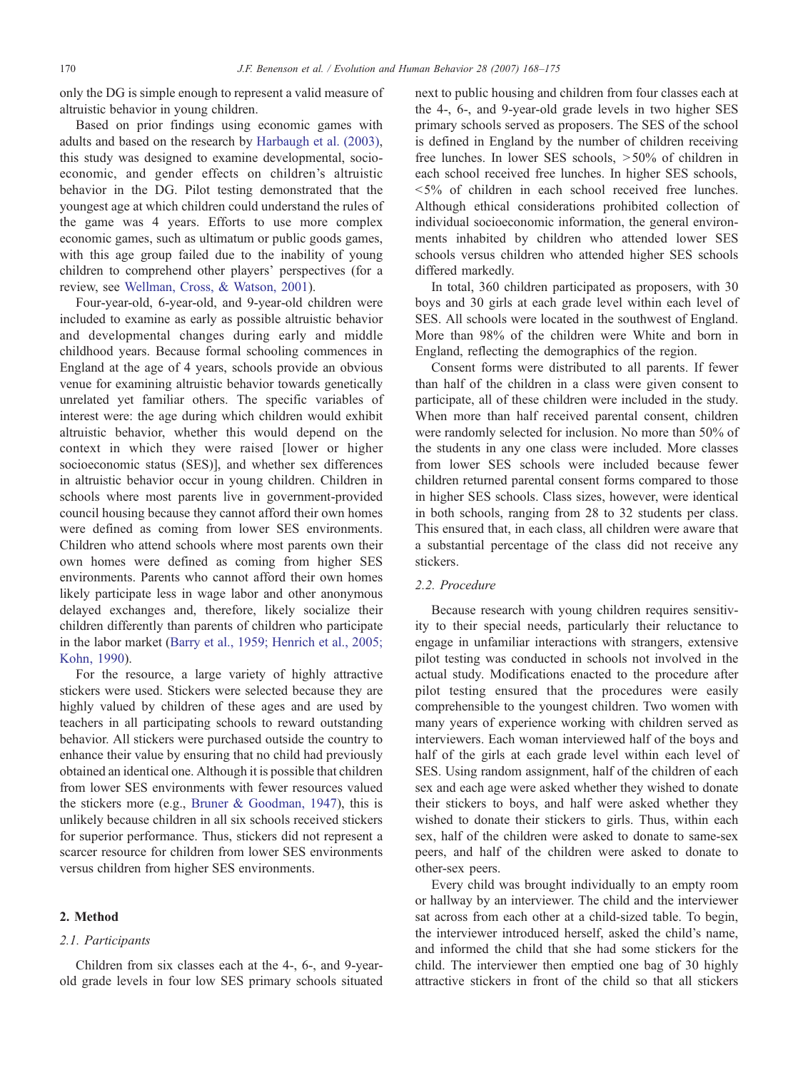only the DG is simple enough to represent a valid measure of altruistic behavior in young children.

Based on prior findings using economic games with adults and based on the research by Harbaugh et al. (2003), this study was designed to examine developmental, socioeconomic, and gender effects on children's altruistic behavior in the DG. Pilot testing demonstrated that the youngest age at which children could understand the rules of the game was 4 years. Efforts to use more complex economic games, such as ultimatum or public goods games, with this age group failed due to the inability of young children to comprehend other players' perspectives (for a review, see Wellman, Cross, & Watson, 2001).

Four-year-old, 6-year-old, and 9-year-old children were included to examine as early as possible altruistic behavior and developmental changes during early and middle childhood years. Because formal schooling commences in England at the age of 4 years, schools provide an obvious venue for examining altruistic behavior towards genetically unrelated yet familiar others. The specific variables of interest were: the age during which children would exhibit altruistic behavior, whether this would depend on the context in which they were raised [lower or higher socioeconomic status (SES)], and whether sex differences in altruistic behavior occur in young children. Children in schools where most parents live in government-provided council housing because they cannot afford their own homes were defined as coming from lower SES environments. Children who attend schools where most parents own their own homes were defined as coming from higher SES environments. Parents who cannot afford their own homes likely participate less in wage labor and other anonymous delayed exchanges and, therefore, likely socialize their children differently than parents of children who participate in the labor market (Barry et al., 1959; Henrich et al., 2005; Kohn, 1990).

For the resource, a large variety of highly attractive stickers were used. Stickers were selected because they are highly valued by children of these ages and are used by teachers in all participating schools to reward outstanding behavior. All stickers were purchased outside the country to enhance their value by ensuring that no child had previously obtained an identical one. Although it is possible that children from lower SES environments with fewer resources valued the stickers more (e.g., Bruner & Goodman, 1947), this is unlikely because children in all six schools received stickers for superior performance. Thus, stickers did not represent a scarcer resource for children from lower SES environments versus children from higher SES environments.

## 2. Method

### 2.1. Participants

Children from six classes each at the 4-, 6-, and 9-year-old grade levels in four low SES primary schools situated next to public housing and children from four classes each at the 4-, 6-, and 9-year-old grade levels in two higher SES primary schools served as proposers. The SES of the school is defined in England by the number of children receiving free lunches. In lower SES schools, >50% of children in each school received free lunches. In higher SES schools, <5% of children in each school received free lunches. Although ethical considerations prohibited collection of individual socioeconomic information, the general environments inhabited by children who attended lower SES schools versus children who attended higher SES schools differed markedly.

In total, 360 children participated as proposers, with 30 boys and 30 girls at each grade level within each level of SES. All schools were located in the southwest of England. More than 98% of the children were White and born in England, reflecting the demographics of the region.

Consent forms were distributed to all parents. If fewer than half of the children in a class were given consent to participate, all of these children were included in the study. When more than half received parental consent, children were randomly selected for inclusion. No more than 50% of the students in any one class were included. More classes from lower SES schools were included because fewer children returned parental consent forms compared to those in higher SES schools. Class sizes, however, were identical in both schools, ranging from 28 to 32 students per class. This ensured that, in each class, all children were aware that a substantial percentage of the class did not receive any stickers.

### 2.2. Procedure

Because research with young children requires sensitivity to their special needs, particularly their reluctance to engage in unfamiliar interactions with strangers, extensive pilot testing was conducted in schools not involved in the actual study. Modifications enacted to the procedure after pilot testing ensured that the procedures were easily comprehensible to the youngest children. Two women with many years of experience working with children served as interviewers. Each woman interviewed half of the boys and half of the girls at each grade level within each level of SES. Using random assignment, half of the children of each sex and each age were asked whether they wished to donate their stickers to boys, and half were asked whether they wished to donate their stickers to girls. Thus, within each sex, half of the children were asked to donate to same-sex peers, and half of the children were asked to donate to other-sex peers.

Every child was brought individually to an empty room or hallway by an interviewer. The child and the interviewer sat across from each other at a child-sized table. To begin, the interviewer introduced herself, asked the child's name, and informed the child that she had some stickers for the child. The interviewer then emptied one bag of 30 highly attractive stickers in front of the child so that all stickers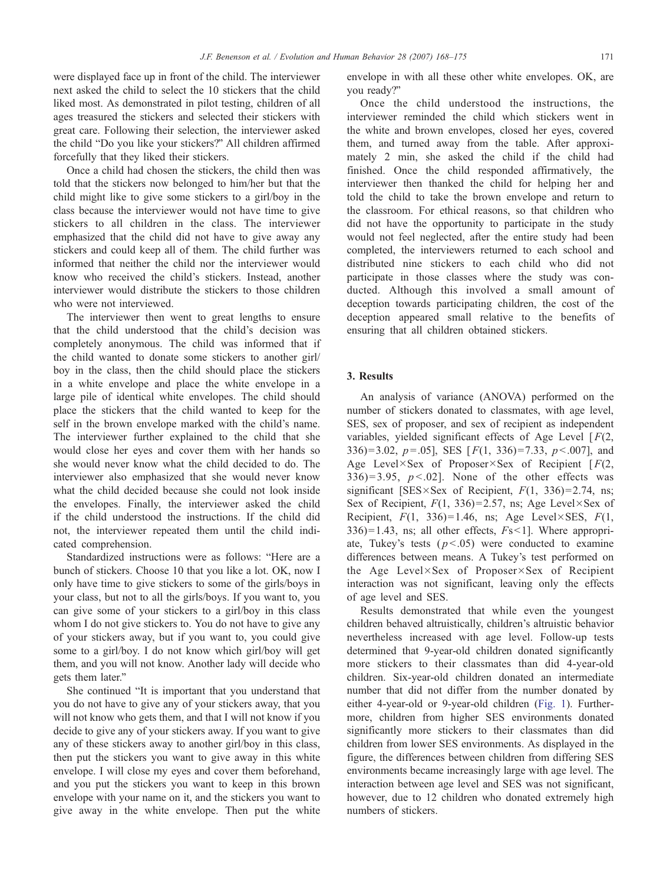were displayed face up in front of the child. The interviewer next asked the child to select the 10 stickers that the child liked most. As demonstrated in pilot testing, children of all ages treasured the stickers and selected their stickers with great care. Following their selection, the interviewer asked the child "Do you like your stickers?" All children affirmed forcefully that they liked their stickers.

Once a child had chosen the stickers, the child then was told that the stickers now belonged to him/her but that the child might like to give some stickers to a girl/boy in the class because the interviewer would not have time to give stickers to all children in the class. The interviewer emphasized that the child did not have to give away any stickers and could keep all of them. The child further was informed that neither the child nor the interviewer would know who received the child's stickers. Instead, another interviewer would distribute the stickers to those children who were not interviewed.

The interviewer then went to great lengths to ensure that the child understood that the child's decision was completely anonymous. The child was informed that if the child wanted to donate some stickers to another girl/boy in the class, then the child should place the stickers in a white envelope and place the white envelope in a large pile of identical white envelopes. The child should place the stickers that the child wanted to keep for the self in the brown envelope marked with the child's name. The interviewer further explained to the child that she would close her eyes and cover them with her hands so she would never know what the child decided to do. The interviewer also emphasized that she would never know what the child decided because she could not look inside the envelopes. Finally, the interviewer asked the child if the child understood the instructions. If the child did not, the interviewer repeated them until the child indicated comprehension.

Standardized instructions were as follows: "Here are a bunch of stickers. Choose 10 that you like a lot. OK, now I only have time to give stickers to some of the girls/boys in your class, but not to all the girls/boys. If you want to, you can give some of your stickers to a girl/boy in this class whom I do not give stickers to. You do not have to give any of your stickers away, but if you want to, you could give some to a girl/boy. I do not know which girl/boy will get them, and you will not know. Another lady will decide who gets them later."

She continued "It is important that you understand that you do not have to give any of your stickers away, that you will not know who gets them, and that I will not know if you decide to give any of your stickers away. If you want to give any of these stickers away to another girl/boy in this class, then put the stickers you want to give away in this white envelope. I will close my eyes and cover them beforehand, and you put the stickers you want to keep in this brown envelope with your name on it, and the stickers you want to give away in the white envelope. Then put the white envelope in with all these other white envelopes. OK, are you ready?"

Once the child understood the instructions, the interviewer reminded the child which stickers went in the white and brown envelopes, closed her eyes, covered them, and turned away from the table. After approximately 2 min, she asked the child if the child had finished. Once the child responded affirmatively, the interviewer then thanked the child for helping her and told the child to take the brown envelope and return to the classroom. For ethical reasons, so that children who did not have the opportunity to participate in the study would not feel neglected, after the entire study had been completed, the interviewers returned to each school and distributed nine stickers to each child who did not participate in those classes where the study was conducted. Although this involved a small amount of deception towards participating children, the cost of the deception appeared small relative to the benefits of ensuring that all children obtained stickers.

## 3. Results

An analysis of variance (ANOVA) performed on the number of stickers donated to classmates, with age level, SES, sex of proposer, and sex of recipient as independent variables, yielded significant effects of Age Level [$F(2, 336)=3.02$, $p=.05$], SES [$F(1, 336)=7.33$, $p<.007$], and Age Level×Sex of Proposer×Sex of Recipient [$F(2, 336)=3.95$, $p<.02$]. None of the other effects was significant [SES×Sex of Recipient, $F(1, 336)=2.74$, ns; Sex of Recipient, $F(1, 336)=2.57$, ns; Age Level×Sex of Recipient, $F(1, 336)=1.46$, ns; Age Level×SES, $F(1, 336)=1.43$, ns; all other effects, $F\text{s}<1$]. Where appropriate, Tukey's tests ($p<.05$) were conducted to examine differences between means. A Tukey's test performed on the Age Level×Sex of Proposer×Sex of Recipient interaction was not significant, leaving only the effects of age level and SES.

Results demonstrated that while even the youngest children behaved altruistically, children's altruistic behavior nevertheless increased with age level. Follow-up tests determined that 9-year-old children donated significantly more stickers to their classmates than did 4-year-old children. Six-year-old children donated an intermediate number that did not differ from the number donated by either 4-year-old or 9-year-old children (Fig. 1). Furthermore, children from higher SES environments donated significantly more stickers to their classmates than did children from lower SES environments. As displayed in the figure, the differences between children from differing SES environments became increasingly large with age level. The interaction between age level and SES was not significant, however, due to 12 children who donated extremely high numbers of stickers.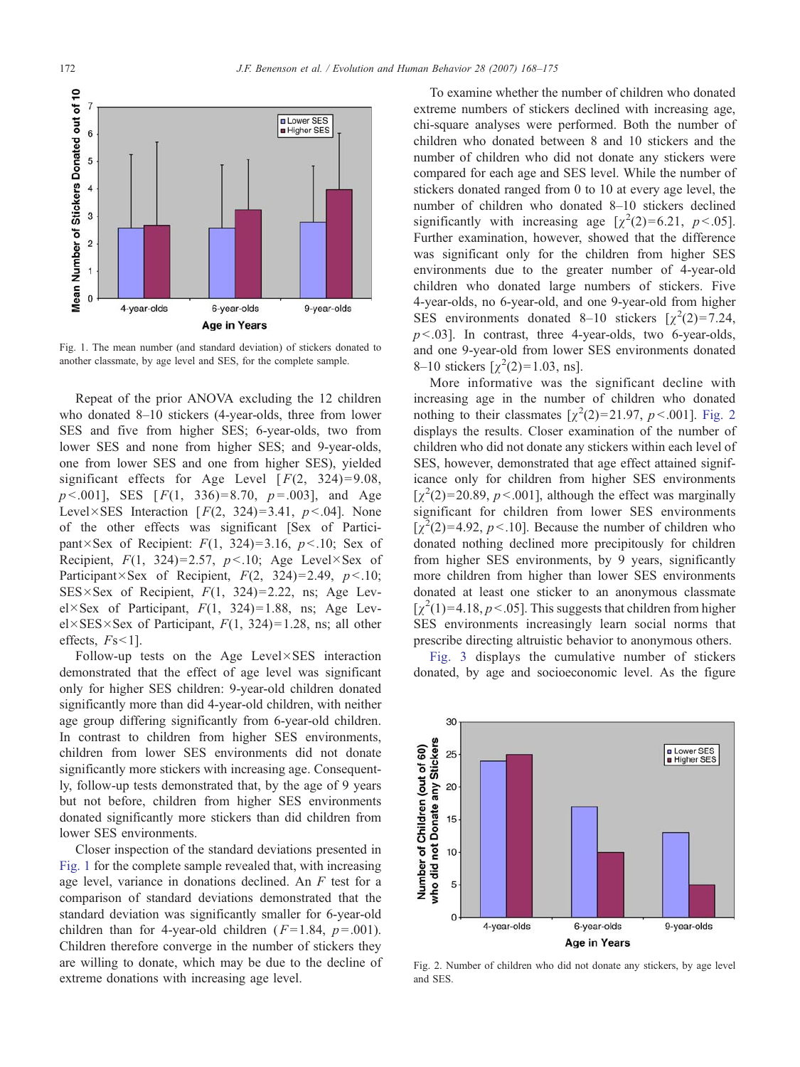Fig. 1. The mean number (and standard deviation) of stickers donated to another classmate, by age level and SES, for the complete sample.

Repeat of the prior ANOVA excluding the 12 children who donated 8–10 stickers (4-year-olds, three from lower SES and five from higher SES; 6-year-olds, two from lower SES and none from higher SES; and 9-year-olds, one from lower SES and one from higher SES), yielded significant effects for Age Level [$F(2, 324)=9.08$, $p<.001$], SES [$F(1, 336)=8.70$, $p=.003$], and Age Level×SES Interaction [$F(2, 324)=3.41$, $p<.04$]. None of the other effects was significant [Sex of Participant×Sex of Recipient: $F(1, 324)=3.16$, $p<.10$; Sex of Recipient, $F(1, 324)=2.57$, $p<.10$; Age Level×Sex of Participant×Sex of Recipient, $F(2, 324)=2.49$, $p<.10$; SES×Sex of Recipient, $F(1, 324)=2.22$, ns; Age Level×Sex of Participant, $F(1, 324)=1.88$, ns; Age Level×SES×Sex of Participant, $F(1, 324)=1.28$, ns; all other effects, $Fs<1$].

Follow-up tests on the Age Level×SES interaction demonstrated that the effect of age level was significant only for higher SES children: 9-year-old children donated significantly more than did 4-year-old children, with neither age group differing significantly from 6-year-old children. In contrast to children from higher SES environments, children from lower SES environments did not donate significantly more stickers with increasing age. Consequently, follow-up tests demonstrated that, by the age of 9 years but not before, children from higher SES environments donated significantly more stickers than did children from lower SES environments.

Closer inspection of the standard deviations presented in Fig. 1 for the complete sample revealed that, with increasing age level, variance in donations declined. An $F$ test for a comparison of standard deviations demonstrated that the standard deviation was significantly smaller for 6-year-old children than for 4-year-old children ($F=1.84$, $p=.001$). Children therefore converge in the number of stickers they are willing to donate, which may be due to the decline of extreme donations with increasing age level.

To examine whether the number of children who donated extreme numbers of stickers declined with increasing age, chi-square analyses were performed. Both the number of children who donated between 8 and 10 stickers and the number of children who did not donate any stickers were compared for each age and SES level. While the number of stickers donated ranged from 0 to 10 at every age level, the number of children who donated 8–10 stickers declined significantly with increasing age [$\chi^2(2)=6.21$, $p<.05$]. Further examination, however, showed that the difference was significant only for the children from higher SES environments due to the greater number of 4-year-old children who donated large numbers of stickers. Five 4-year-olds, no 6-year-old, and one 9-year-old from higher SES environments donated 8–10 stickers [$\chi^2(2)=7.24$, $p<.03$]. In contrast, three 4-year-olds, two 6-year-olds, and one 9-year-old from lower SES environments donated 8–10 stickers [$\chi^2(2)=1.03$, ns].

More informative was the significant decline with increasing age in the number of children who donated nothing to their classmates [$\chi^2(2)=21.97$, $p<.001$]. Fig. 2 displays the results. Closer examination of the number of children who did not donate any stickers within each level of SES, however, demonstrated that age effect attained significance only for children from higher SES environments [$\chi^2(2)=20.89$, $p<.001$], although the effect was marginally significant for children from lower SES environments [$\chi^2(2)=4.92$, $p<.10$]. Because the number of children who donated nothing declined more precipitously for children from higher SES environments, by 9 years, significantly more children from higher than lower SES environments donated at least one sticker to an anonymous classmate [$\chi^2(1)=4.18, p<.05$]. This suggests that children from higher SES environments increasingly learn social norms that prescribe directing altruistic behavior to anonymous others.

Fig. 3 displays the cumulative number of stickers donated, by age and socioeconomic level. As the figure

Fig. 2. Number of children who did not donate any stickers, by age level and SES.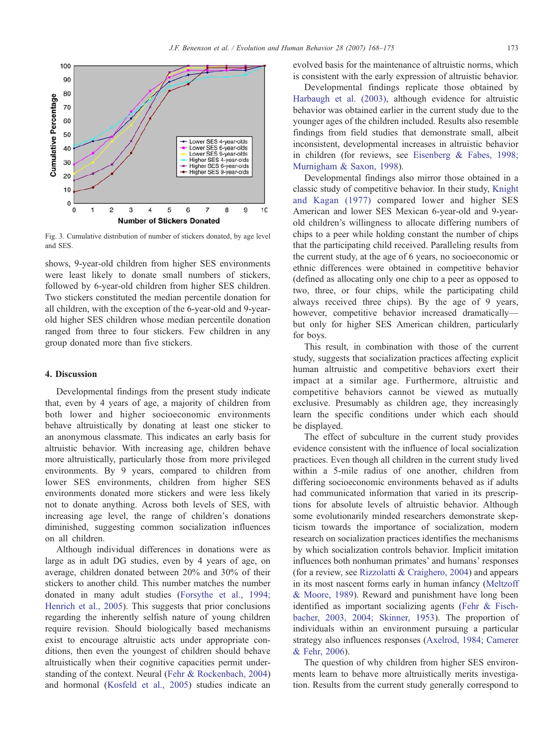Fig. 3. Cumulative distribution of number of stickers donated, by age level and SES.

shows, 9-year-old children from higher SES environments were least likely to donate small numbers of stickers, followed by 6-year-old children from higher SES children. Two stickers constituted the median percentile donation for all children, with the exception of the 6-year-old and 9-year-old higher SES children whose median percentile donation ranged from three to four stickers. Few children in any group donated more than five stickers.

## 4. Discussion

Developmental findings from the present study indicate that, even by 4 years of age, a majority of children from both lower and higher socioeconomic environments behave altruistically by donating at least one sticker to an anonymous classmate. This indicates an early basis for altruistic behavior. With increasing age, children behave more altruistically, particularly those from more privileged environments. By 9 years, compared to children from lower SES environments, children from higher SES environments donated more stickers and were less likely not to donate anything. Across both levels of SES, with increasing age level, the range of children's donations diminished, suggesting common socialization influences on all children.

Although individual differences in donations were as large as in adult DG studies, even by 4 years of age, on average, children donated between 20% and 30% of their stickers to another child. This number matches the number donated in many adult studies (Forsythe et al., 1994; Henrich et al., 2005). This suggests that prior conclusions regarding the inherently selfish nature of young children require revision. Should biologically based mechanisms exist to encourage altruistic acts under appropriate conditions, then even the youngest of children should behave altruistically when their cognitive capacities permit understanding of the context. Neural (Fehr & Rockenbach, 2004) and hormonal (Kosfeld et al., 2005) studies indicate an evolved basis for the maintenance of altruistic norms, which is consistent with the early expression of altruistic behavior.

Developmental findings replicate those obtained by Harbaugh et al. (2003), although evidence for altruistic behavior was obtained earlier in the current study due to the younger ages of the children included. Results also resemble findings from field studies that demonstrate small, albeit inconsistent, developmental increases in altruistic behavior in children (for reviews, see Eisenberg & Fabes, 1998; Murnigham & Saxon, 1998).

Developmental findings also mirror those obtained in a classic study of competitive behavior. In their study, Knight and Kagan (1977) compared lower and higher SES American and lower SES Mexican 6-year-old and 9-year-old children's willingness to allocate differing numbers of chips to a peer while holding constant the number of chips that the participating child received. Paralleling results from the current study, at the age of 6 years, no socioeconomic or ethnic differences were obtained in competitive behavior (defined as allocating only one chip to a peer as opposed to two, three, or four chips, while the participating child always received three chips). By the age of 9 years, however, competitive behavior increased dramatically—but only for higher SES American children, particularly for boys.

This result, in combination with those of the current study, suggests that socialization practices affecting explicit human altruistic and competitive behaviors exert their impact at a similar age. Furthermore, altruistic and competitive behaviors cannot be viewed as mutually exclusive. Presumably as children age, they increasingly learn the specific conditions under which each should be displayed.

The effect of subculture in the current study provides evidence consistent with the influence of local socialization practices. Even though all children in the current study lived within a 5-mile radius of one another, children from differing socioeconomic environments behaved as if adults had communicated information that varied in its prescriptions for absolute levels of altruistic behavior. Although some evolutionarily minded researchers demonstrate skepticism towards the importance of socialization, modern research on socialization practices identifies the mechanisms by which socialization controls behavior. Implicit imitation influences both nonhuman primates' and humans' responses (for a review, see Rizzolatti & Craighero, 2004) and appears in its most nascent forms early in human infancy (Meltzoff & Moore, 1989). Reward and punishment have long been identified as important socializing agents (Fehr & Fischbacher, 2003, 2004; Skinner, 1953). The proportion of individuals within an environment pursuing a particular strategy also influences responses (Axelrod, 1984; Camerer & Fehr, 2006).

The question of why children from higher SES environments learn to behave more altruistically merits investigation. Results from the current study generally correspond to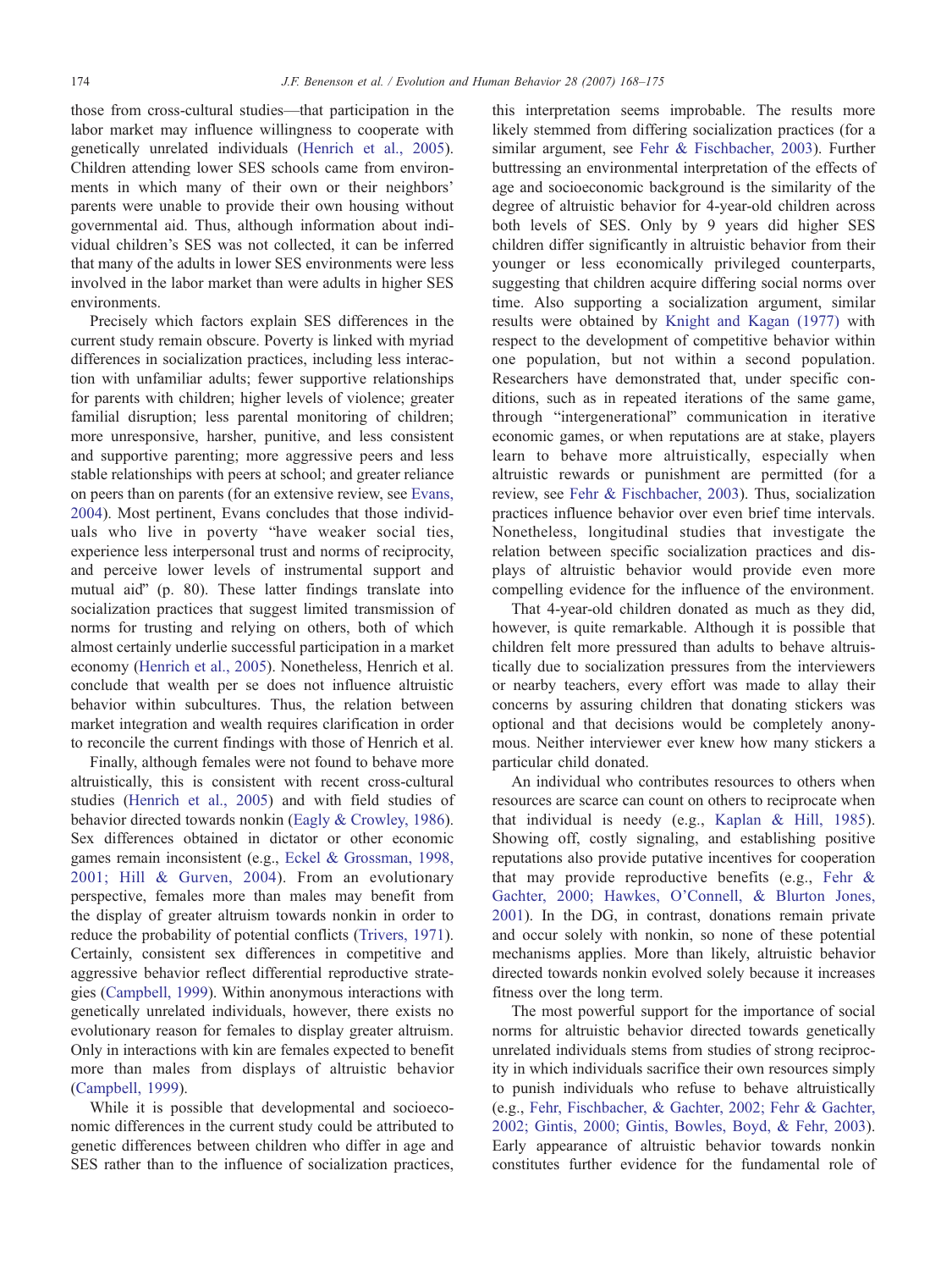those from cross-cultural studies—that participation in the labor market may influence willingness to cooperate with genetically unrelated individuals (Henrich et al., 2005). Children attending lower SES schools came from environments in which many of their own or their neighbors' parents were unable to provide their own housing without governmental aid. Thus, although information about individual children's SES was not collected, it can be inferred that many of the adults in lower SES environments were less involved in the labor market than were adults in higher SES environments.

Precisely which factors explain SES differences in the current study remain obscure. Poverty is linked with myriad differences in socialization practices, including less interaction with unfamiliar adults; fewer supportive relationships for parents with children; higher levels of violence; greater familial disruption; less parental monitoring of children; more unresponsive, harsher, punitive, and less consistent and supportive parenting; more aggressive peers and less stable relationships with peers at school; and greater reliance on peers than on parents (for an extensive review, see Evans, 2004). Most pertinent, Evans concludes that those individuals who live in poverty "have weaker social ties, experience less interpersonal trust and norms of reciprocity, and perceive lower levels of instrumental support and mutual aid" (p. 80). These latter findings translate into socialization practices that suggest limited transmission of norms for trusting and relying on others, both of which almost certainly underlie successful participation in a market economy (Henrich et al., 2005). Nonetheless, Henrich et al. conclude that wealth per se does not influence altruistic behavior within subcultures. Thus, the relation between market integration and wealth requires clarification in order to reconcile the current findings with those of Henrich et al.

Finally, although females were not found to behave more altruistically, this is consistent with recent cross-cultural studies (Henrich et al., 2005) and with field studies of behavior directed towards nonkin (Eagly & Crowley, 1986). Sex differences obtained in dictator or other economic games remain inconsistent (e.g., Eckel & Grossman, 1998, 2001; Hill & Gurven, 2004). From an evolutionary perspective, females more than males may benefit from the display of greater altruism towards nonkin in order to reduce the probability of potential conflicts (Trivers, 1971). Certainly, consistent sex differences in competitive and aggressive behavior reflect differential reproductive strategies (Campbell, 1999). Within anonymous interactions with genetically unrelated individuals, however, there exists no evolutionary reason for females to display greater altruism. Only in interactions with kin are females expected to benefit more than males from displays of altruistic behavior (Campbell, 1999).

While it is possible that developmental and socioeconomic differences in the current study could be attributed to genetic differences between children who differ in age and SES rather than to the influence of socialization practices, this interpretation seems improbable. The results more likely stemmed from differing socialization practices (for a similar argument, see Fehr & Fischbacher, 2003). Further buttressing an environmental interpretation of the effects of age and socioeconomic background is the similarity of the degree of altruistic behavior for 4-year-old children across both levels of SES. Only by 9 years did higher SES children differ significantly in altruistic behavior from their younger or less economically privileged counterparts, suggesting that children acquire differing social norms over time. Also supporting a socialization argument, similar results were obtained by Knight and Kagan (1977) with respect to the development of competitive behavior within one population, but not within a second population. Researchers have demonstrated that, under specific conditions, such as in repeated iterations of the same game, through "intergenerational" communication in iterative economic games, or when reputations are at stake, players learn to behave more altruistically, especially when altruistic rewards or punishment are permitted (for a review, see Fehr & Fischbacher, 2003). Thus, socialization practices influence behavior over even brief time intervals. Nonetheless, longitudinal studies that investigate the relation between specific socialization practices and displays of altruistic behavior would provide even more compelling evidence for the influence of the environment.

That 4-year-old children donated as much as they did, however, is quite remarkable. Although it is possible that children felt more pressured than adults to behave altruistically due to socialization pressures from the interviewers or nearby teachers, every effort was made to allay their concerns by assuring children that donating stickers was optional and that decisions would be completely anonymous. Neither interviewer ever knew how many stickers a particular child donated.

An individual who contributes resources to others when resources are scarce can count on others to reciprocate when that individual is needy (e.g., Kaplan & Hill, 1985). Showing off, costly signaling, and establishing positive reputations also provide putative incentives for cooperation that may provide reproductive benefits (e.g., Fehr & Gachter, 2000; Hawkes, O'Connell, & Blurton Jones, 2001). In the DG, in contrast, donations remain private and occur solely with nonkin, so none of these potential mechanisms applies. More than likely, altruistic behavior directed towards nonkin evolved solely because it increases fitness over the long term.

The most powerful support for the importance of social norms for altruistic behavior directed towards genetically unrelated individuals stems from studies of strong reciprocity in which individuals sacrifice their own resources simply to punish individuals who refuse to behave altruistically (e.g., Fehr, Fischbacher, & Gachter, 2002; Fehr & Gachter, 2002; Gintis, 2000; Gintis, Bowles, Boyd, & Fehr, 2003). Early appearance of altruistic behavior towards nonkin constitutes further evidence for the fundamental role of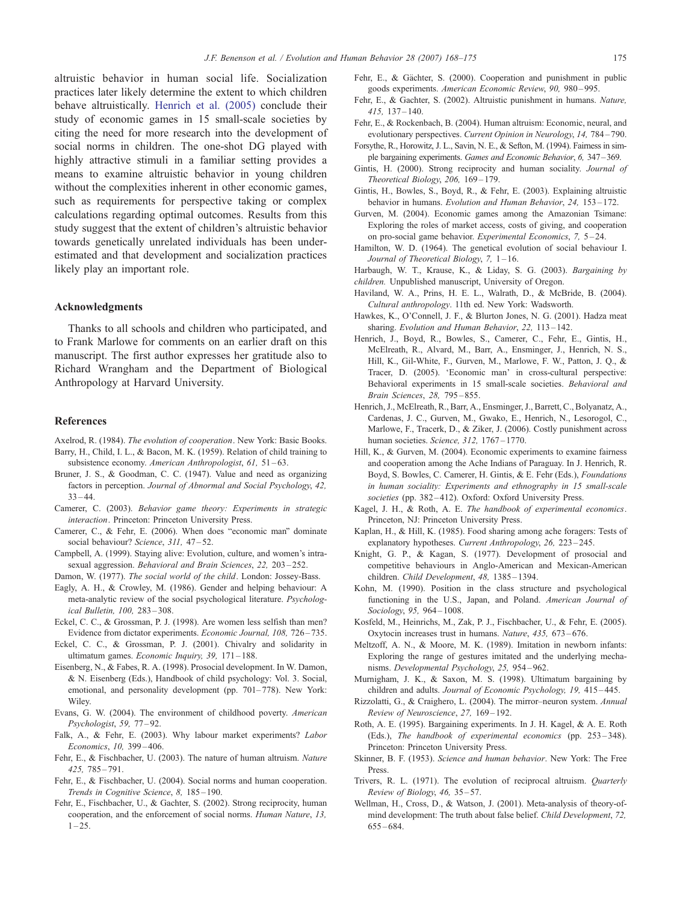altruistic behavior in human social life. Socialization practices later likely determine the extent to which children behave altruistically. Henrich et al. (2005) conclude their study of economic games in 15 small-scale societies by citing the need for more research into the development of social norms in children. The one-shot DG played with highly attractive stimuli in a familiar setting provides a means to examine altruistic behavior in young children without the complexities inherent in other economic games, such as requirements for perspective taking or complex calculations regarding optimal outcomes. Results from this study suggest that the extent of children's altruistic behavior towards genetically unrelated individuals has been underestimated and that development and socialization practices likely play an important role.

## Acknowledgments

Thanks to all schools and children who participated, and to Frank Marlowe for comments on an earlier draft on this manuscript. The first author expresses her gratitude also to Richard Wrangham and the Department of Biological Anthropology at Harvard University.

## References

Axelrod, R. (1984). *The evolution of cooperation*. New York: Basic Books.

Barry, H., Child, I. L., & Bacon, M. K. (1959). Relation of child training to subsistence economy. *American Anthropologist*, *61,* 51 – 63.

Bruner, J. S., & Goodman, C. C. (1947). Value and need as organizing factors in perception. *Journal of Abnormal and Social Psychology*, *42,* 33 – 44.

Camerer, C. (2003). *Behavior game theory: Experiments in strategic interaction*. Princeton: Princeton University Press.

Camerer, C., & Fehr, E. (2006). When does "economic man" dominate social behaviour? *Science*, *311,* 47 – 52.

Campbell, A. (1999). Staying alive: Evolution, culture, and women's intra-sexual aggression. *Behavioral and Brain Sciences*, *22,* 203 – 252.

Damon, W. (1977). *The social world of the child*. London: Jossey-Bass.

Eagly, A. H., & Crowley, M. (1986). Gender and helping behaviour: A meta-analytic review of the social psychological literature. *Psychological Bulletin, 100,* 283 – 308.

Eckel, C. C., & Grossman, P. J. (1998). Are women less selfish than men? Evidence from dictator experiments. *Economic Journal, 108,* 726 – 735.

Eckel, C. C., & Grossman, P. J. (2001). Chivalry and solidarity in ultimatum games. *Economic Inquiry, 39,* 171 – 188.

Eisenberg, N., & Fabes, R. A. (1998). Prosocial development. In W. Damon, & N. Eisenberg (Eds.), Handbook of child psychology: Vol. 3. Social, emotional, and personality development (pp. 701 – 778). New York: Wiley.

Evans, G. W. (2004). The environment of childhood poverty. *American Psychologist*, *59,* 77 – 92.

Falk, A., & Fehr, E. (2003). Why labour market experiments? *Labor Economics*, *10,* 399 – 406.

Fehr, E., & Fischbacher, U. (2003). The nature of human altruism. *Nature 425,* 785 – 791.

Fehr, E., & Fischbacher, U. (2004). Social norms and human cooperation. *Trends in Cognitive Science*, *8,* 185 – 190.

Fehr, E., Fischbacher, U., & Gachter, S. (2002). Strong reciprocity, human cooperation, and the enforcement of social norms. *Human Nature*, *13,* 1 – 25.

Fehr, E., & Gächter, S. (2000). Cooperation and punishment in public goods experiments. *American Economic Review*, *90,* 980 – 995.

Fehr, E., & Gachter, S. (2002). Altruistic punishment in humans. *Nature, 415,* 137 – 140.

Fehr, E., & Rockenbach, B. (2004). Human altruism: Economic, neural, and evolutionary perspectives. *Current Opinion in Neurology*, *14,* 784 – 790.

Forsythe, R., Horowitz, J. L., Savin, N. E., & Sefton, M. (1994). Fairness in simple bargaining experiments. *Games and Economic Behavior*, *6,* 347 – 369.

Gintis, H. (2000). Strong reciprocity and human sociality. *Journal of Theoretical Biology*, *206,* 169 – 179.

Gintis, H., Bowles, S., Boyd, R., & Fehr, E. (2003). Explaining altruistic behavior in humans. *Evolution and Human Behavior*, *24,* 153 – 172.

Gurven, M. (2004). Economic games among the Amazonian Tsimane: Exploring the roles of market access, costs of giving, and cooperation on pro-social game behavior. *Experimental Economics*, *7,* 5 – 24.

Hamilton, W. D. (1964). The genetical evolution of social behaviour I. *Journal of Theoretical Biology*, *7,* 1 – 16.

Harbaugh, W. T., Krause, K., & Liday, S. G. (2003). *Bargaining by children.* Unpublished manuscript, University of Oregon.

Haviland, W. A., Prins, H. E. L., Walrath, D., & McBride, B. (2004). *Cultural anthropology*. 11th ed. New York: Wadsworth.

Hawkes, K., O'Connell, J. F., & Blurton Jones, N. G. (2001). Hadza meat sharing. *Evolution and Human Behavior*, *22,* 113 – 142.

Henrich, J., Boyd, R., Bowles, S., Camerer, C., Fehr, E., Gintis, H., McElreath, R., Alvard, M., Barr, A., Ensminger, J., Henrich, N. S., Hill, K., Gil-White, F., Gurven, M., Marlowe, F. W., Patton, J. Q., & Tracer, D. (2005). 'Economic man' in cross-cultural perspective: Behavioral experiments in 15 small-scale societies. *Behavioral and Brain Sciences*, *28,* 795 – 855.

Henrich, J., McElreath, R., Barr, A., Ensminger, J., Barrett, C., Bolyanatz, A., Cardenas, J. C., Gurven, M., Gwako, E., Henrich, N., Lesorogol, C., Marlowe, F., Tracerk, D., & Ziker, J. (2006). Costly punishment across human societies. *Science, 312,* 1767 – 1770.

Hill, K., & Gurven, M. (2004). Economic experiments to examine fairness and cooperation among the Ache Indians of Paraguay. In J. Henrich, R. Boyd, S. Bowles, C. Camerer, H. Gintis, & E. Fehr (Eds.), *Foundations in human sociality: Experiments and ethnography in 15 small-scale societies* (pp. 382 – 412). Oxford: Oxford University Press.

Kagel, J. H., & Roth, A. E. *The handbook of experimental economics*. Princeton, NJ: Princeton University Press.

Kaplan, H., & Hill, K. (1985). Food sharing among ache foragers: Tests of explanatory hypotheses. *Current Anthropology*, *26,* 223 – 245.

Knight, G. P., & Kagan, S. (1977). Development of prosocial and competitive behaviours in Anglo-American and Mexican-American children. *Child Development*, *48,* 1385 – 1394.

Kohn, M. (1990). Position in the class structure and psychological functioning in the U.S., Japan, and Poland. *American Journal of Sociology*, *95,* 964 – 1008.

Kosfeld, M., Heinrichs, M., Zak, P. J., Fischbacher, U., & Fehr, E. (2005). Oxytocin increases trust in humans. *Nature*, *435,* 673 – 676.

Meltzoff, A. N., & Moore, M. K. (1989). Imitation in newborn infants: Exploring the range of gestures imitated and the underlying mechanisms. *Developmental Psychology*, *25,* 954 – 962.

Murnigham, J. K., & Saxon, M. S. (1998). Ultimatum bargaining by children and adults. *Journal of Economic Psychology, 19,* 415 – 445.

Rizzolatti, G., & Craighero, L. (2004). The mirror–neuron system. *Annual Review of Neuroscience*, *27,* 169 – 192.

Roth, A. E. (1995). Bargaining experiments. In J. H. Kagel, & A. E. Roth (Eds.), *The handbook of experimental economics* (pp. 253 – 348). Princeton: Princeton University Press.

Skinner, B. F. (1953). *Science and human behavior*. New York: The Free Press.

Trivers, R. L. (1971). The evolution of reciprocal altruism. *Quarterly Review of Biology*, *46,* 35 – 57.

Wellman, H., Cross, D., & Watson, J. (2001). Meta-analysis of theory-of-mind development: The truth about false belief. *Child Development*, *72,* 655 – 684.